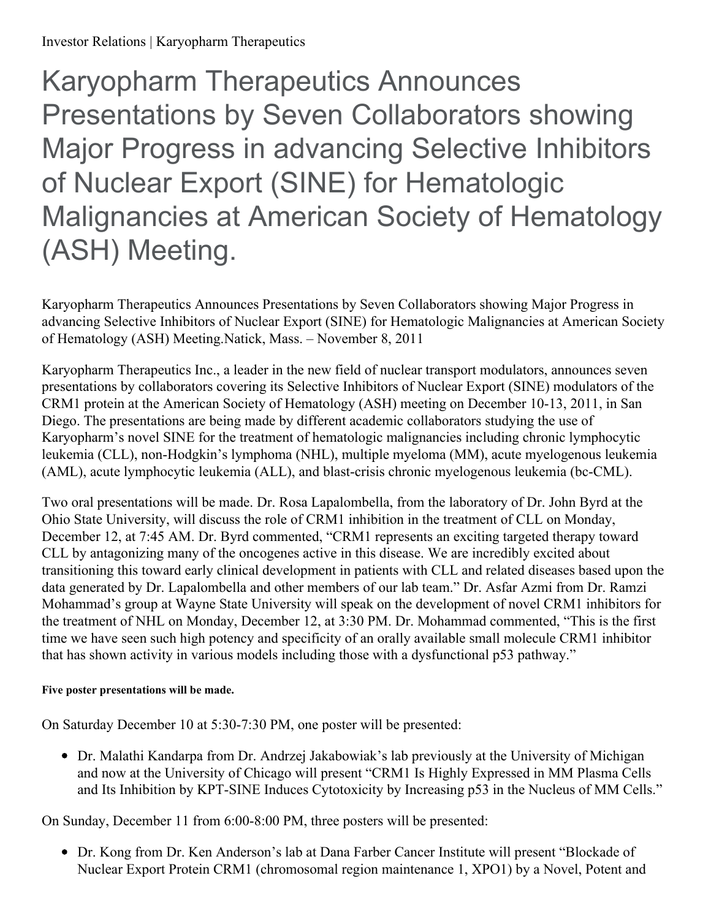# Karyopharm Therapeutics Announces Presentations by Seven Collaborators showing Major Progress in advancing Selective Inhibitors of Nuclear Export (SINE) for Hematologic Malignancies at American Society of Hematology (ASH) Meeting.

Karyopharm Therapeutics Announces Presentations by Seven Collaborators showing Major Progress in advancing Selective Inhibitors of Nuclear Export (SINE) for Hematologic Malignancies at American Society of Hematology (ASH) Meeting.Natick, Mass. – November 8, 2011

Karyopharm Therapeutics Inc., a leader in the new field of nuclear transport modulators, announces seven presentations by collaborators covering its Selective Inhibitors of Nuclear Export (SINE) modulators of the CRM1 protein at the American Society of Hematology (ASH) meeting on December 10-13, 2011, in San Diego. The presentations are being made by different academic collaborators studying the use of Karyopharm's novel SINE for the treatment of hematologic malignancies including chronic lymphocytic leukemia (CLL), non-Hodgkin's lymphoma (NHL), multiple myeloma (MM), acute myelogenous leukemia (AML), acute lymphocytic leukemia (ALL), and blast-crisis chronic myelogenous leukemia (bc-CML).

Two oral presentations will be made. Dr. Rosa Lapalombella, from the laboratory of Dr. John Byrd at the Ohio State University, will discuss the role of CRM1 inhibition in the treatment of CLL on Monday, December 12, at 7:45 AM. Dr. Byrd commented, "CRM1 represents an exciting targeted therapy toward CLL by antagonizing many of the oncogenes active in this disease. We are incredibly excited about transitioning this toward early clinical development in patients with CLL and related diseases based upon the data generated by Dr. Lapalombella and other members of our lab team." Dr. Asfar Azmi from Dr. Ramzi Mohammad's group at Wayne State University will speak on the development of novel CRM1 inhibitors for the treatment of NHL on Monday, December 12, at 3:30 PM. Dr. Mohammad commented, "This is the first time we have seen such high potency and specificity of an orally available small molecule CRM1 inhibitor that has shown activity in various models including those with a dysfunctional p53 pathway."

**Five poster presentations will be made.**

On Saturday December 10 at 5:30-7:30 PM, one poster will be presented:

- Dr. Malathi Kandarpa from Dr. Andrzej Jakabowiak's lab previously at the University of Michigan and now at the University of Chicago will present "CRM1 Is Highly Expressed in MM Plasma Cells and Its Inhibition by KPT-SINE Induces Cytotoxicity by Increasing p53 in the Nucleus of MM Cells."

On Sunday, December 11 from 6:00-8:00 PM, three posters will be presented:

- Dr. Kong from Dr. Ken Anderson's lab at Dana Farber Cancer Institute will present "Blockade of Nuclear Export Protein CRM1 (chromosomal region maintenance 1, XPO1) by a Novel, Potent and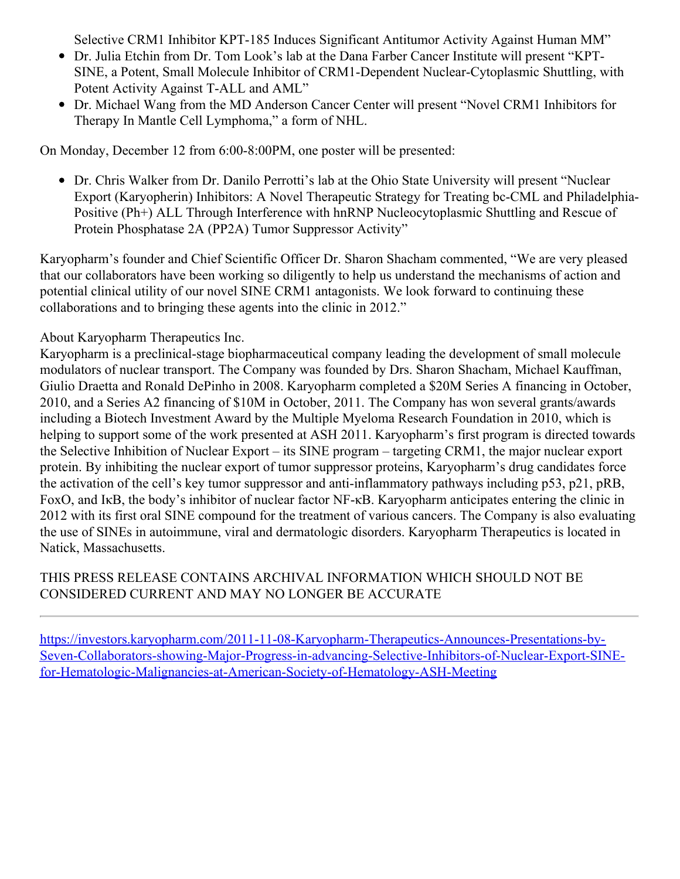Selective CRM1 Inhibitor KPT-185 Induces Significant Antitumor Activity Against Human MM"

- Dr. Julia Etchin from Dr. Tom Look's lab at the Dana Farber Cancer Institute will present "KPT-SINE, a Potent, Small Molecule Inhibitor of CRM1-Dependent Nuclear-Cytoplasmic Shuttling, with Potent Activity Against T-ALL and AML"
- Dr. Michael Wang from the MD Anderson Cancer Center will present "Novel CRM1 Inhibitors for Therapy In Mantle Cell Lymphoma," a form of NHL.

On Monday, December 12 from 6:00-8:00PM, one poster will be presented:

- Dr. Chris Walker from Dr. Danilo Perrotti's lab at the Ohio State University will present "Nuclear Export (Karyopherin) Inhibitors: A Novel Therapeutic Strategy for Treating bc-CML and Philadelphia-Positive (Ph+) ALL Through Interference with hnRNP Nucleocytoplasmic Shuttling and Rescue of Protein Phosphatase 2A (PP2A) Tumor Suppressor Activity"

Karyopharm's founder and Chief Scientific Officer Dr. Sharon Shacham commented, "We are very pleased that our collaborators have been working so diligently to help us understand the mechanisms of action and potential clinical utility of our novel SINE CRM1 antagonists. We look forward to continuing these collaborations and to bringing these agents into the clinic in 2012."

About Karyopharm Therapeutics Inc.

Karyopharm is a preclinical-stage biopharmaceutical company leading the development of small molecule modulators of nuclear transport. The Company was founded by Drs. Sharon Shacham, Michael Kauffman, Giulio Draetta and Ronald DePinho in 2008. Karyopharm completed a $20M Series A financing in October, 2010, and a Series A2 financing of $10M in October, 2011. The Company has won several grants/awards including a Biotech Investment Award by the Multiple Myeloma Research Foundation in 2010, which is helping to support some of the work presented at ASH 2011. Karyopharm's first program is directed towards the Selective Inhibition of Nuclear Export – its SINE program – targeting CRM1, the major nuclear export protein. By inhibiting the nuclear export of tumor suppressor proteins, Karyopharm's drug candidates force the activation of the cell's key tumor suppressor and anti-inflammatory pathways including p53, p21, pRB, FoxO, and IκB, the body's inhibitor of nuclear factor NF-κB. Karyopharm anticipates entering the clinic in 2012 with its first oral SINE compound for the treatment of various cancers. The Company is also evaluating the use of SINEs in autoimmune, viral and dermatologic disorders. Karyopharm Therapeutics is located in Natick, Massachusetts.

THIS PRESS RELEASE CONTAINS ARCHIVAL INFORMATION WHICH SHOULD NOT BE CONSIDERED CURRENT AND MAY NO LONGER BE ACCURATE

---

https://investors.karyopharm.com/2011-11-08-Karyopharm-Therapeutics-Announces-Presentations-by-Seven-Collaborators-showing-Major-Progress-in-advancing-Selective-Inhibitors-of-Nuclear-Export-SINE-for-Hematologic-Malignancies-at-American-Society-of-Hematology-ASH-Meeting